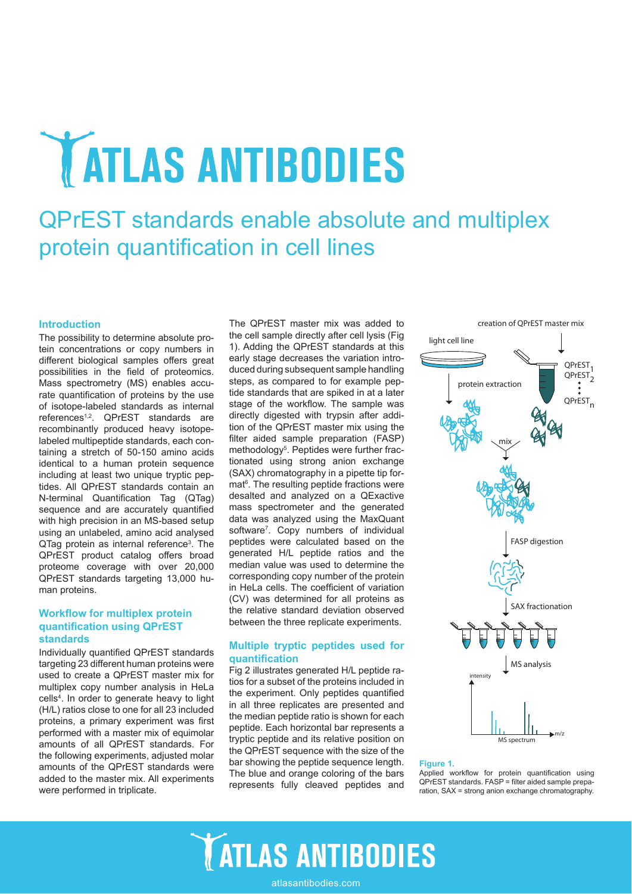# ATLAS ANTIBODIES

# QPrEST standards enable absolute and multiplex protein quantification in cell lines

## Introduction

The possibility to determine absolute protein concentrations or copy numbers in different biological samples offers great possibilities in the field of proteomics. Mass spectrometry (MS) enables accurate quantification of proteins by the use of isotope-labeled standards as internal references[1,2]. QPrEST standards are recombinantly produced heavy isotope-labeled multipeptide standards, each containing a stretch of 50-150 amino acids identical to a human protein sequence including at least two unique tryptic peptides. All QPrEST standards contain an N-terminal Quantification Tag (QTag) sequence and are accurately quantified with high precision in an MS-based setup using an unlabeled, amino acid analysed QTag protein as internal reference[3]. The QPrEST product catalog offers broad proteome coverage with over 20,000 QPrEST standards targeting 13,000 human proteins.

## Workflow for multiplex protein quantification using QPrEST standards

Individually quantified QPrEST standards targeting 23 different human proteins were used to create a QPrEST master mix for multiplex copy number analysis in HeLa cells[4]. In order to generate heavy to light (H/L) ratios close to one for all 23 included proteins, a primary experiment was first performed with a master mix of equimolar amounts of all QPrEST standards. For the following experiments, adjusted molar amounts of the QPrEST standards were added to the master mix. All experiments were performed in triplicate.

The QPrEST master mix was added to the cell sample directly after cell lysis (Fig 1). Adding the QPrEST standards at this early stage decreases the variation introduced during subsequent sample handling steps, as compared to for example peptide standards that are spiked in at a later stage of the workflow. The sample was directly digested with trypsin after addition of the QPrEST master mix using the filter aided sample preparation (FASP) methodology[5]. Peptides were further fractionated using strong anion exchange (SAX) chromatography in a pipette tip format[6]. The resulting peptide fractions were desalted and analyzed on a QExactive mass spectrometer and the generated data was analyzed using the MaxQuant software[7]. Copy numbers of individual peptides were calculated based on the generated H/L peptide ratios and the median value was used to determine the corresponding copy number of the protein in HeLa cells. The coefficient of variation (CV) was determined for all proteins as the relative standard deviation observed between the three replicate experiments.

## Multiple tryptic peptides used for quantification

Fig 2 illustrates generated H/L peptide ratios for a subset of the proteins included in the experiment. Only peptides quantified in all three replicates are presented and the median peptide ratio is shown for each peptide. Each horizontal bar represents a tryptic peptide and its relative position on the QPrEST sequence with the size of the bar showing the peptide sequence length. The blue and orange coloring of the bars represents fully cleaved peptides and

**Figure 1.**
Applied workflow for protein quantification using QPrEST standards. FASP = filter aided sample preparation, SAX = strong anion exchange chromatography.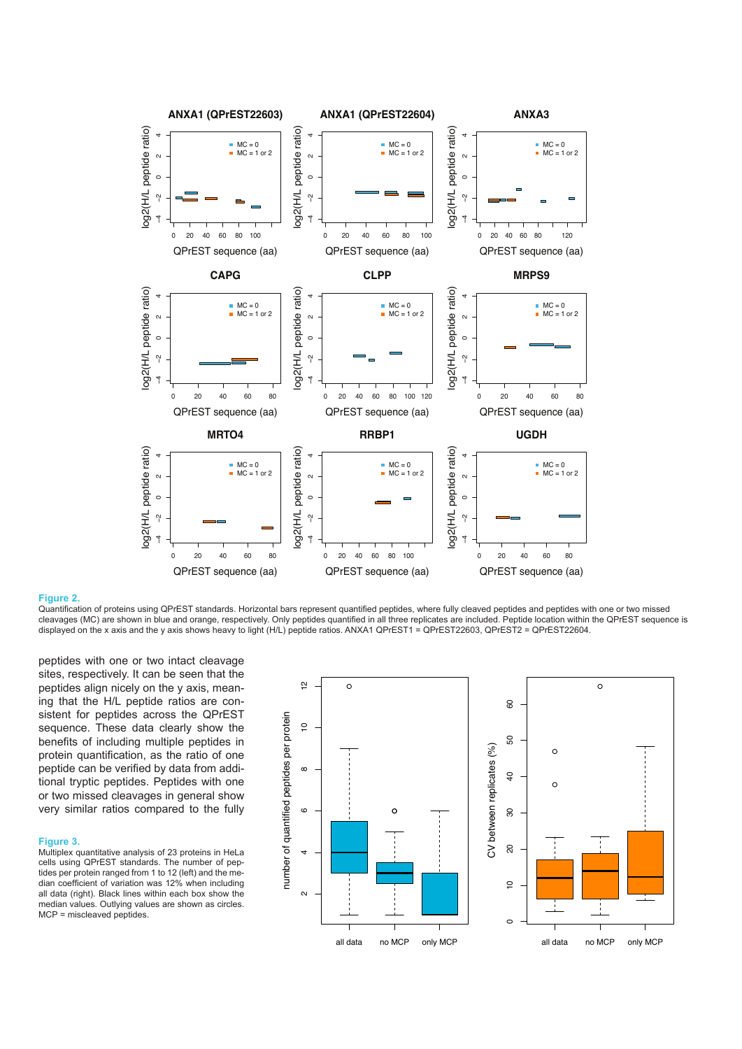**Figure 2.**
Quantification of proteins using QPrEST standards. Horizontal bars represent quantified peptides, where fully cleaved peptides and peptides with one or two missed cleavages (MC) are shown in blue and orange, respectively. Only peptides quantified in all three replicates are included. Peptide location within the QPrEST sequence is displayed on the x axis and the y axis shows heavy to light (H/L) peptide ratios. ANXA1 QPrEST1 = QPrEST22603, QPrEST2 = QPrEST22604.

peptides with one or two intact cleavage sites, respectively. It can be seen that the peptides align nicely on the y axis, meaning that the H/L peptide ratios are consistent for peptides across the QPrEST sequence. These data clearly show the benefits of including multiple peptides in protein quantification, as the ratio of one peptide can be verified by data from additional tryptic peptides. Peptides with one or two missed cleavages in general show very similar ratios compared to the fully

**Figure 3.**
Multiplex quantitative analysis of 23 proteins in HeLa cells using QPrEST standards. The number of peptides per protein ranged from 1 to 12 (left) and the median coefficient of variation was 12% when including all data (right). Black lines within each box show the median values. Outlying values are shown as circles. MCP = miscleaved peptides.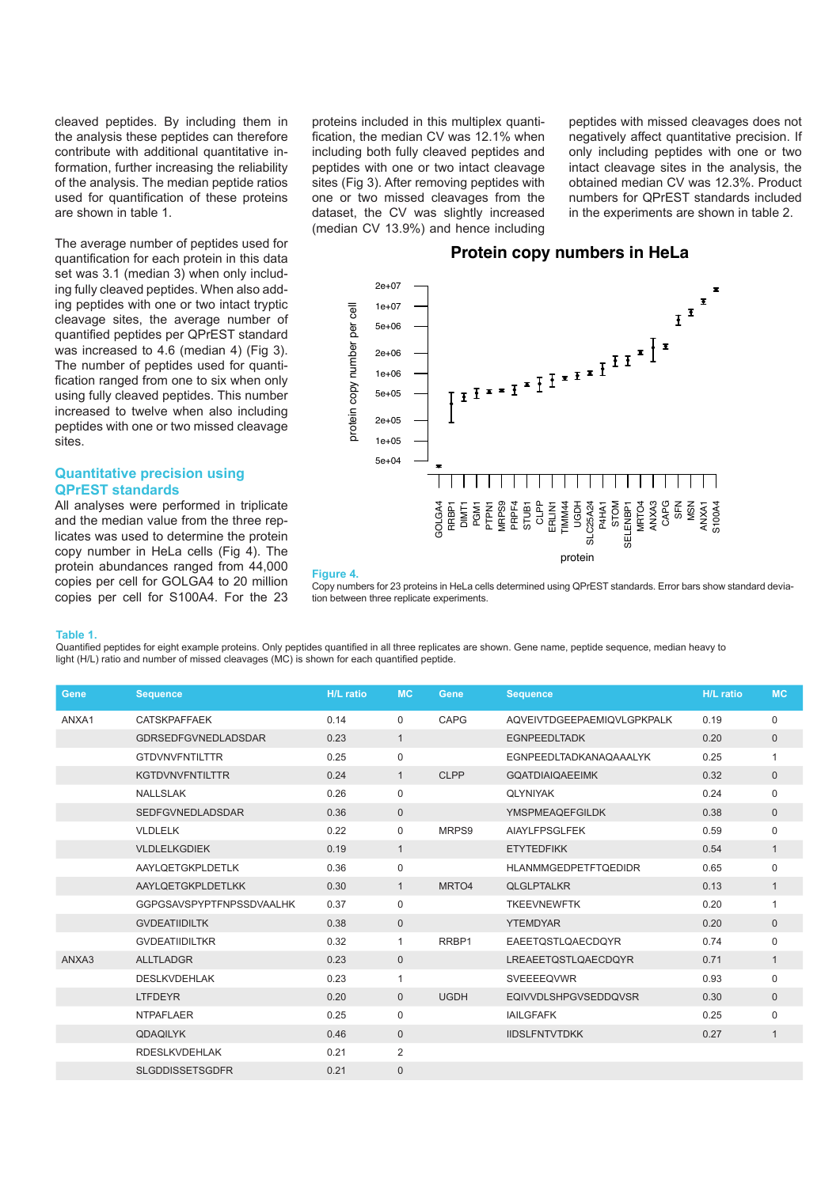cleaved peptides. By including them in the analysis these peptides can therefore contribute with additional quantitative information, further increasing the reliability of the analysis. The median peptide ratios used for quantification of these proteins are shown in table 1.

The average number of peptides used for quantification for each protein in this data set was 3.1 (median 3) when only including fully cleaved peptides. When also adding peptides with one or two intact tryptic cleavage sites, the average number of quantified peptides per QPrEST standard was increased to 4.6 (median 4) (Fig 3). The number of peptides used for quantification ranged from one to six when only using fully cleaved peptides. This number increased to twelve when also including peptides with one or two missed cleavage sites.

### Quantitative precision using QPrEST standards

All analyses were performed in triplicate and the median value from the three replicates was used to determine the protein copy number in HeLa cells (Fig 4). The protein abundances ranged from 44,000 copies per cell for GOLGA4 to 20 million copies per cell for S100A4. For the 23 proteins included in this multiplex quantification, the median CV was 12.1% when including both fully cleaved peptides and peptides with one or two intact cleavage sites (Fig 3). After removing peptides with one or two missed cleavages from the dataset, the CV was slightly increased (median CV 13.9%) and hence including peptides with missed cleavages does not negatively affect quantitative precision. If only including peptides with one or two intact cleavage sites in the analysis, the obtained median CV was 12.3%. Product numbers for QPrEST standards included in the experiments are shown in table 2.

**Figure 4.**
Copy numbers for 23 proteins in HeLa cells determined using QPrEST standards. Error bars show standard deviation between three replicate experiments.

**Table 1.**
Quantified peptides for eight example proteins. Only peptides quantified in all three replicates are shown. Gene name, peptide sequence, median heavy to light (H/L) ratio and number of missed cleavages (MC) is shown for each quantified peptide.

| Gene | Sequence | H/L ratio | MC | Gene | Sequence | H/L ratio | MC |
|---|---|---|---|---|---|---|---|
| ANXA1 | CATSKPAFFAEK | 0.14 | 0 | CAPG | AQVEIVTDGEEPAEMIQVLGPKPALK | 0.19 | 0 |
| | GDRSEDFGVNEDLADSDAR | 0.23 | 1 | | EGNPEEDLTADK | 0.20 | 0 |
| | GTDVNVFNTILTTR | 0.25 | 0 | | EGNPEEDLTADKANAQAAALYK | 0.25 | 1 |
| | KGTDVNVFNTILTTR | 0.24 | 1 | CLPP | GQATDIAIQAEEIMK | 0.32 | 0 |
| | NALLSLAK | 0.26 | 0 | | QLYNIYAK | 0.24 | 0 |
| | SEDFGVNEDLADSDAR | 0.36 | 0 | | YMSPMEAQEFGILDK | 0.38 | 0 |
| | VLDLELK | 0.22 | 0 | MRPS9 | AIAYLFPSGLFEK | 0.59 | 0 |
| | VLDLELKGDIEK | 0.19 | 1 | | ETYTEDFIKK | 0.54 | 1 |
| | AAYLQETGKPLDETLK | 0.36 | 0 | | HLANMMGEDPETFTQEDIDR | 0.65 | 0 |
| | AAYLQETGKPLDETLKK | 0.30 | 1 | MRTO4 | QLGLPTALKR | 0.13 | 1 |
| | GGPGSAVSPYPTFNPSSDVAALHK | 0.37 | 0 | | TKEEVNEWFTK | 0.20 | 1 |
| | GVDEATIIDILTK | 0.38 | 0 | | YTEMDYAR | 0.20 | 0 |
| | GVDEATIIDILTKR | 0.32 | 1 | RRBP1 | EAEETQSTLQAECDQYR | 0.74 | 0 |
| ANXA3 | ALLTLADGR | 0.23 | 0 | | LREAEETQSTLQAECDQYR | 0.71 | 1 |
| | DESLKVDEHLAK | 0.23 | 1 | | SVEEEEQVWR | 0.93 | 0 |
| | LTFDEYR | 0.20 | 0 | UGDH | EQIVVDLSHPGVSEDDQVSR | 0.30 | 0 |
| | NTPAFLAER | 0.25 | 0 | | IAILGFAFK | 0.25 | 0 |
| | QDAQILYK | 0.46 | 0 | | IIDSLFNTVTDKK | 0.27 | 1 |
| | RDESLKVDEHLAK | 0.21 | 2 | | | | |
| | SLGDDISSETSGDFR | 0.21 | 0 | | | | |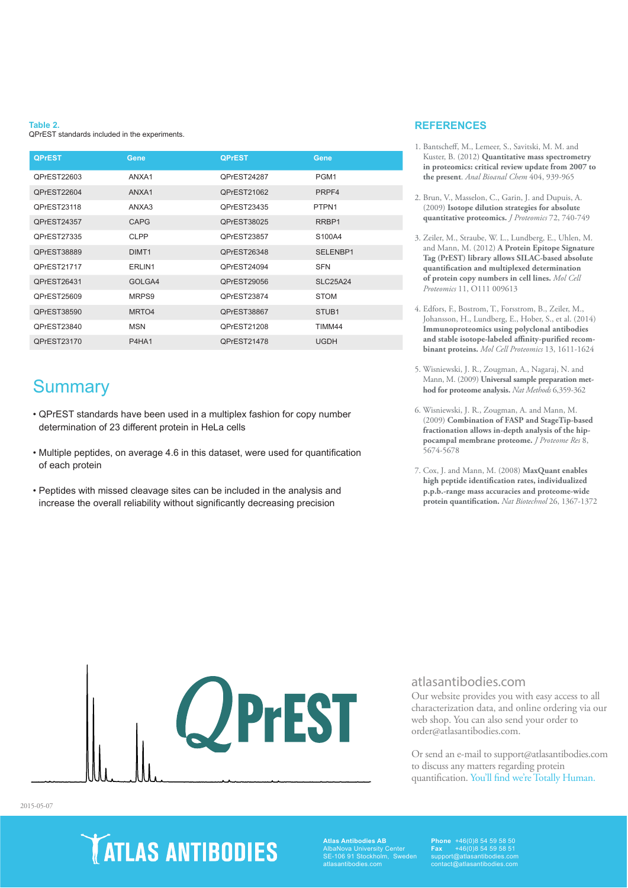**Table 2.**
QPrEST standards included in the experiments.

| QPrEST | Gene | QPrEST | Gene |
|---|---|---|---|
| QPrEST22603 | ANXA1 | QPrEST24287 | PGM1 |
| QPrEST22604 | ANXA1 | QPrEST21062 | PRPF4 |
| QPrEST23118 | ANXA3 | QPrEST23435 | PTPN1 |
| QPrEST24357 | CAPG | QPrEST38025 | RRBP1 |
| QPrEST27335 | CLPP | QPrEST23857 | S100A4 |
| QPrEST38889 | DIMT1 | QPrEST26348 | SELENBP1 |
| QPrEST21717 | ERLIN1 | QPrEST24094 | SFN |
| QPrEST26431 | GOLGA4 | QPrEST29056 | SLC25A24 |
| QPrEST25609 | MRPS9 | QPrEST23874 | STOM |
| QPrEST38590 | MRTO4 | QPrEST38867 | STUB1 |
| QPrEST23840 | MSN | QPrEST21208 | TIMM44 |
| QPrEST23170 | P4HA1 | QPrEST21478 | UGDH |

## Summary

- QPrEST standards have been used in a multiplex fashion for copy number determination of 23 different protein in HeLa cells
- Multiple peptides, on average 4.6 in this dataset, were used for quantification of each protein
- Peptides with missed cleavage sites can be included in the analysis and increase the overall reliability without significantly decreasing precision

## REFERENCES

1. Bantscheff, M., Lemeer, S., Savitski, M. M. and Kuster, B. (2012) **Quantitative mass spectrometry in proteomics: critical review update from 2007 to the present**. *Anal Bioanal Chem* 404, 939-965
2. Brun, V., Masselon, C., Garin, J. and Dupuis, A. (2009) **Isotope dilution strategies for absolute quantitative proteomics.** *J Proteomics* 72, 740-749
3. Zeiler, M., Straube, W. L., Lundberg, E., Uhlen, M. and Mann, M. (2012) **A Protein Epitope Signature Tag (PrEST) library allows SILAC-based absolute quantification and multiplexed determination of protein copy numbers in cell lines.** *Mol Cell Proteomics* 11, O111 009613
4. Edfors, F., Bostrom, T., Forsstrom, B., Zeiler, M., Johansson, H., Lundberg, E., Hober, S., et al. (2014) **Immunoproteomics using polyclonal antibodies and stable isotope-labeled affinity-purified recombinant proteins.** *Mol Cell Proteomics* 13, 1611-1624
5. Wisniewski, J. R., Zougman, A., Nagaraj, N. and Mann, M. (2009) **Universal sample preparation method for proteome analysis.** *Nat Methods* 6,359-362
6. Wisniewski, J. R., Zougman, A. and Mann, M. (2009) **Combination of FASP and StageTip-based fractionation allows in-depth analysis of the hippocampal membrane proteome.** *J Proteome Res* 8, 5674-5678
7. Cox, J. and Mann, M. (2008) **MaxQuant enables high peptide identification rates, individualized p.p.b.-range mass accuracies and proteome-wide protein quantification.** *Nat Biotechnol* 26, 1367-1372

QPrEST

atlasantibodies.com

Our website provides you with easy access to all characterization data, and online ordering via our web shop. You can also send your order to order@atlasantibodies.com.

Or send an e-mail to support@atlasantibodies.com to discuss any matters regarding protein quantification. You'll find we're Totally Human.

2015-05-07

ATLAS ANTIBODIES

**Atlas Antibodies AB**
AlbaNova University Center
SE-106 91 Stockholm, Sweden
atlasantibodies.com

**Phone** +46(0)8 54 59 58 50
**Fax** +46(0)8 54 59 58 51
support@atlasantibodies.com
contact@atlasantibodies.com